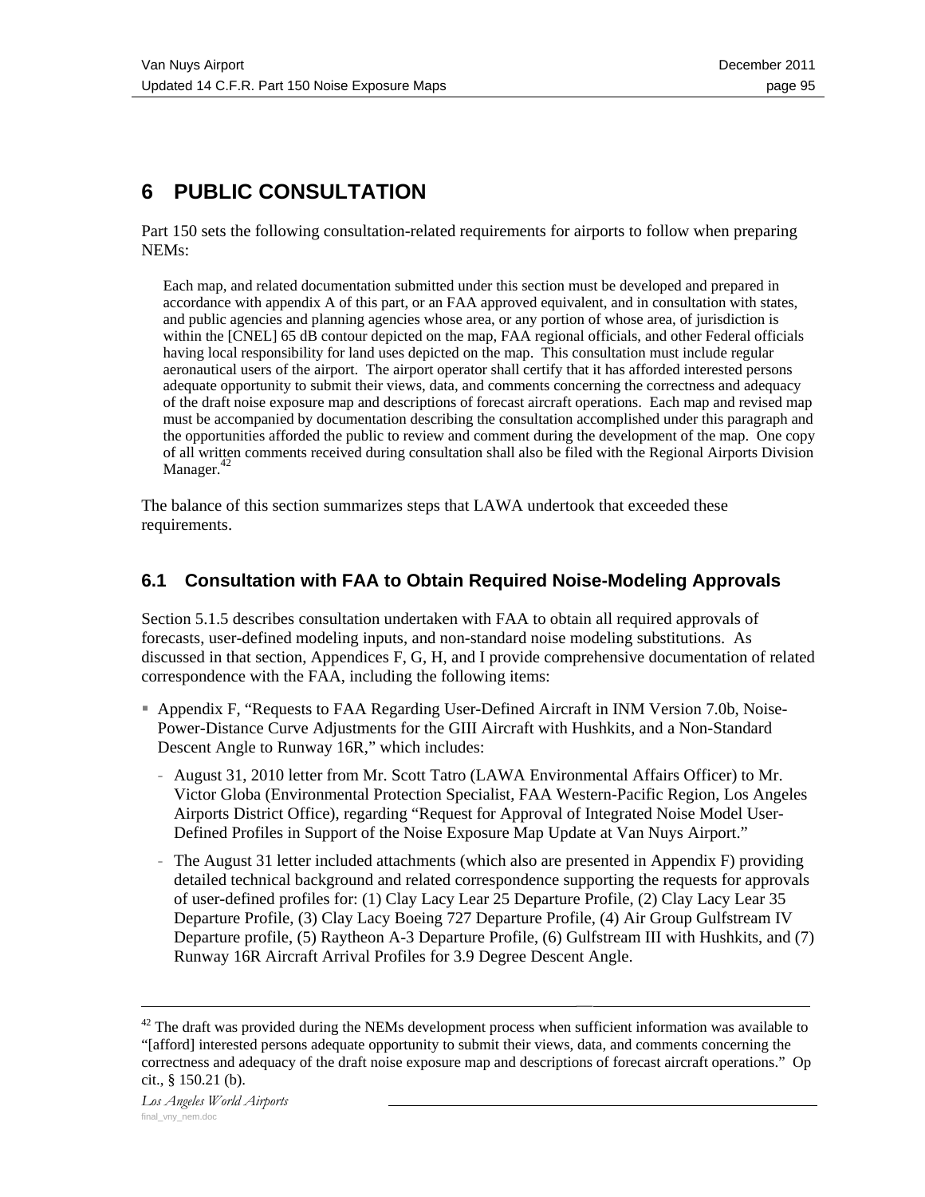# 6 PUBLIC CONSULTATION

Part 150 sets the following consultation-related requirements for airports to follow when preparing NEMs:

> Each map, and related documentation submitted under this section must be developed and prepared in accordance with appendix A of this part, or an FAA approved equivalent, and in consultation with states, and public agencies and planning agencies whose area, or any portion of whose area, of jurisdiction is within the [CNEL] 65 dB contour depicted on the map, FAA regional officials, and other Federal officials having local responsibility for land uses depicted on the map. This consultation must include regular aeronautical users of the airport. The airport operator shall certify that it has afforded interested persons adequate opportunity to submit their views, data, and comments concerning the correctness and adequacy of the draft noise exposure map and descriptions of forecast aircraft operations. Each map and revised map must be accompanied by documentation describing the consultation accomplished under this paragraph and the opportunities afforded the public to review and comment during the development of the map. One copy of all written comments received during consultation shall also be filed with the Regional Airports Division Manager.[42]

The balance of this section summarizes steps that LAWA undertook that exceeded these requirements.

## 6.1 Consultation with FAA to Obtain Required Noise-Modeling Approvals

Section 5.1.5 describes consultation undertaken with FAA to obtain all required approvals of forecasts, user-defined modeling inputs, and non-standard noise modeling substitutions. As discussed in that section, Appendices F, G, H, and I provide comprehensive documentation of related correspondence with the FAA, including the following items:

- Appendix F, "Requests to FAA Regarding User-Defined Aircraft in INM Version 7.0b, Noise-Power-Distance Curve Adjustments for the GIII Aircraft with Hushkits, and a Non-Standard Descent Angle to Runway 16R," which includes:
  - August 31, 2010 letter from Mr. Scott Tatro (LAWA Environmental Affairs Officer) to Mr. Victor Globa (Environmental Protection Specialist, FAA Western-Pacific Region, Los Angeles Airports District Office), regarding "Request for Approval of Integrated Noise Model User-Defined Profiles in Support of the Noise Exposure Map Update at Van Nuys Airport."
  - The August 31 letter included attachments (which also are presented in Appendix F) providing detailed technical background and related correspondence supporting the requests for approvals of user-defined profiles for: (1) Clay Lacy Lear 25 Departure Profile, (2) Clay Lacy Lear 35 Departure Profile, (3) Clay Lacy Boeing 727 Departure Profile, (4) Air Group Gulfstream IV Departure profile, (5) Raytheon A-3 Departure Profile, (6) Gulfstream III with Hushkits, and (7) Runway 16R Aircraft Arrival Profiles for 3.9 Degree Descent Angle.

---

[42] The draft was provided during the NEMs development process when sufficient information was available to "[afford] interested persons adequate opportunity to submit their views, data, and comments concerning the correctness and adequacy of the draft noise exposure map and descriptions of forecast aircraft operations." Op cit., § 150.21 (b).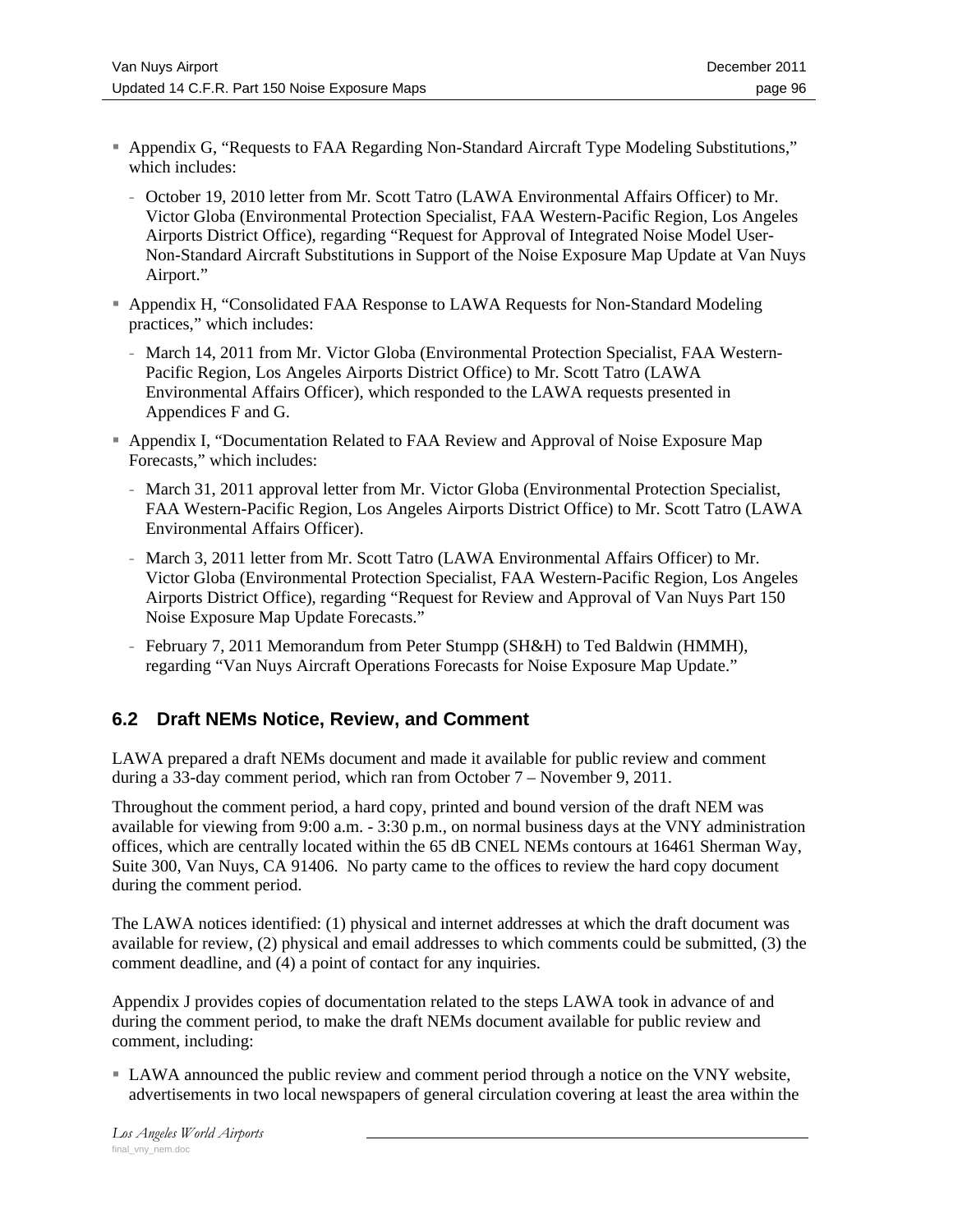- Appendix G, "Requests to FAA Regarding Non-Standard Aircraft Type Modeling Substitutions," which includes:
  - October 19, 2010 letter from Mr. Scott Tatro (LAWA Environmental Affairs Officer) to Mr. Victor Globa (Environmental Protection Specialist, FAA Western-Pacific Region, Los Angeles Airports District Office), regarding "Request for Approval of Integrated Noise Model User-Non-Standard Aircraft Substitutions in Support of the Noise Exposure Map Update at Van Nuys Airport."
- Appendix H, "Consolidated FAA Response to LAWA Requests for Non-Standard Modeling practices," which includes:
  - March 14, 2011 from Mr. Victor Globa (Environmental Protection Specialist, FAA Western-Pacific Region, Los Angeles Airports District Office) to Mr. Scott Tatro (LAWA Environmental Affairs Officer), which responded to the LAWA requests presented in Appendices F and G.
- Appendix I, "Documentation Related to FAA Review and Approval of Noise Exposure Map Forecasts," which includes:
  - March 31, 2011 approval letter from Mr. Victor Globa (Environmental Protection Specialist, FAA Western-Pacific Region, Los Angeles Airports District Office) to Mr. Scott Tatro (LAWA Environmental Affairs Officer).
  - March 3, 2011 letter from Mr. Scott Tatro (LAWA Environmental Affairs Officer) to Mr. Victor Globa (Environmental Protection Specialist, FAA Western-Pacific Region, Los Angeles Airports District Office), regarding "Request for Review and Approval of Van Nuys Part 150 Noise Exposure Map Update Forecasts."
  - February 7, 2011 Memorandum from Peter Stumpp (SH&H) to Ted Baldwin (HMMH), regarding "Van Nuys Aircraft Operations Forecasts for Noise Exposure Map Update."

## 6.2 Draft NEMs Notice, Review, and Comment

LAWA prepared a draft NEMs document and made it available for public review and comment during a 33-day comment period, which ran from October 7 – November 9, 2011.

Throughout the comment period, a hard copy, printed and bound version of the draft NEM was available for viewing from 9:00 a.m. - 3:30 p.m., on normal business days at the VNY administration offices, which are centrally located within the 65 dB CNEL NEMs contours at 16461 Sherman Way, Suite 300, Van Nuys, CA 91406. No party came to the offices to review the hard copy document during the comment period.

The LAWA notices identified: (1) physical and internet addresses at which the draft document was available for review, (2) physical and email addresses to which comments could be submitted, (3) the comment deadline, and (4) a point of contact for any inquiries.

Appendix J provides copies of documentation related to the steps LAWA took in advance of and during the comment period, to make the draft NEMs document available for public review and comment, including:

- LAWA announced the public review and comment period through a notice on the VNY website, advertisements in two local newspapers of general circulation covering at least the area within the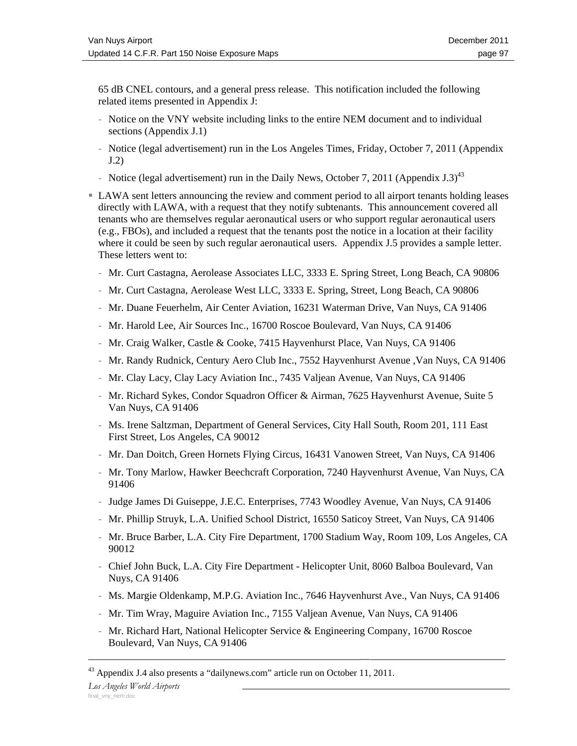65 dB CNEL contours, and a general press release. This notification included the following related items presented in Appendix J:

- Notice on the VNY website including links to the entire NEM document and to individual sections (Appendix J.1)
- Notice (legal advertisement) run in the Los Angeles Times, Friday, October 7, 2011 (Appendix J.2)
- Notice (legal advertisement) run in the Daily News, October 7, 2011 (Appendix J.3)[43]

- LAWA sent letters announcing the review and comment period to all airport tenants holding leases directly with LAWA, with a request that they notify subtenants. This announcement covered all tenants who are themselves regular aeronautical users or who support regular aeronautical users (e.g., FBOs), and included a request that the tenants post the notice in a location at their facility where it could be seen by such regular aeronautical users. Appendix J.5 provides a sample letter. These letters went to:
  - Mr. Curt Castagna, Aerolease Associates LLC, 3333 E. Spring Street, Long Beach, CA 90806
  - Mr. Curt Castagna, Aerolease West LLC, 3333 E. Spring, Street, Long Beach, CA 90806
  - Mr. Duane Feuerhelm, Air Center Aviation, 16231 Waterman Drive, Van Nuys, CA 91406
  - Mr. Harold Lee, Air Sources Inc., 16700 Roscoe Boulevard, Van Nuys, CA 91406
  - Mr. Craig Walker, Castle & Cooke, 7415 Hayvenhurst Place, Van Nuys, CA 91406
  - Mr. Randy Rudnick, Century Aero Club Inc., 7552 Hayvenhurst Avenue ,Van Nuys, CA 91406
  - Mr. Clay Lacy, Clay Lacy Aviation Inc., 7435 Valjean Avenue, Van Nuys, CA 91406
  - Mr. Richard Sykes, Condor Squadron Officer & Airman, 7625 Hayvenhurst Avenue, Suite 5 Van Nuys, CA 91406
  - Ms. Irene Saltzman, Department of General Services, City Hall South, Room 201, 111 East First Street, Los Angeles, CA 90012
  - Mr. Dan Doitch, Green Hornets Flying Circus, 16431 Vanowen Street, Van Nuys, CA 91406
  - Mr. Tony Marlow, Hawker Beechcraft Corporation, 7240 Hayvenhurst Avenue, Van Nuys, CA 91406
  - Judge James Di Guiseppe, J.E.C. Enterprises, 7743 Woodley Avenue, Van Nuys, CA 91406
  - Mr. Phillip Struyk, L.A. Unified School District, 16550 Saticoy Street, Van Nuys, CA 91406
  - Mr. Bruce Barber, L.A. City Fire Department, 1700 Stadium Way, Room 109, Los Angeles, CA 90012
  - Chief John Buck, L.A. City Fire Department - Helicopter Unit, 8060 Balboa Boulevard, Van Nuys, CA 91406
  - Ms. Margie Oldenkamp, M.P.G. Aviation Inc., 7646 Hayvenhurst Ave., Van Nuys, CA 91406
  - Mr. Tim Wray, Maguire Aviation Inc., 7155 Valjean Avenue, Van Nuys, CA 91406
  - Mr. Richard Hart, National Helicopter Service & Engineering Company, 16700 Roscoe Boulevard, Van Nuys, CA 91406

---

[43] Appendix J.4 also presents a "dailynews.com" article run on October 11, 2011.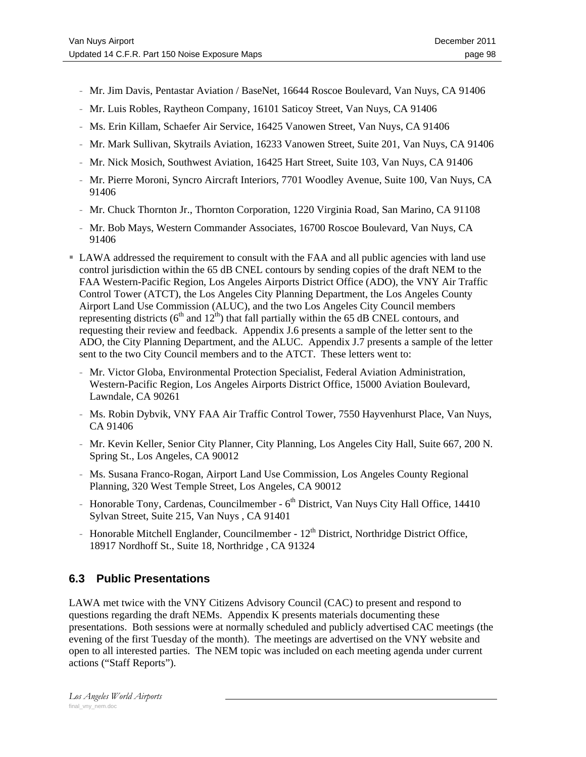- Mr. Jim Davis, Pentastar Aviation / BaseNet, 16644 Roscoe Boulevard, Van Nuys, CA 91406
- Mr. Luis Robles, Raytheon Company, 16101 Saticoy Street, Van Nuys, CA 91406
- Ms. Erin Killam, Schaefer Air Service, 16425 Vanowen Street, Van Nuys, CA 91406
- Mr. Mark Sullivan, Skytrails Aviation, 16233 Vanowen Street, Suite 201, Van Nuys, CA 91406
- Mr. Nick Mosich, Southwest Aviation, 16425 Hart Street, Suite 103, Van Nuys, CA 91406
- Mr. Pierre Moroni, Syncro Aircraft Interiors, 7701 Woodley Avenue, Suite 100, Van Nuys, CA 91406
- Mr. Chuck Thornton Jr., Thornton Corporation, 1220 Virginia Road, San Marino, CA 91108
- Mr. Bob Mays, Western Commander Associates, 16700 Roscoe Boulevard, Van Nuys, CA 91406

- LAWA addressed the requirement to consult with the FAA and all public agencies with land use control jurisdiction within the 65 dB CNEL contours by sending copies of the draft NEM to the FAA Western-Pacific Region, Los Angeles Airports District Office (ADO), the VNY Air Traffic Control Tower (ATCT), the Los Angeles City Planning Department, the Los Angeles County Airport Land Use Commission (ALUC), and the two Los Angeles City Council members representing districts (6th and 12th) that fall partially within the 65 dB CNEL contours, and requesting their review and feedback. Appendix J.6 presents a sample of the letter sent to the ADO, the City Planning Department, and the ALUC. Appendix J.7 presents a sample of the letter sent to the two City Council members and to the ATCT. These letters went to:
  - Mr. Victor Globa, Environmental Protection Specialist, Federal Aviation Administration, Western-Pacific Region, Los Angeles Airports District Office, 15000 Aviation Boulevard, Lawndale, CA 90261
  - Ms. Robin Dybvik, VNY FAA Air Traffic Control Tower, 7550 Hayvenhurst Place, Van Nuys, CA 91406
  - Mr. Kevin Keller, Senior City Planner, City Planning, Los Angeles City Hall, Suite 667, 200 N. Spring St., Los Angeles, CA 90012
  - Ms. Susana Franco-Rogan, Airport Land Use Commission, Los Angeles County Regional Planning, 320 West Temple Street, Los Angeles, CA 90012
  - Honorable Tony, Cardenas, Councilmember - 6th District, Van Nuys City Hall Office, 14410 Sylvan Street, Suite 215, Van Nuys , CA 91401
  - Honorable Mitchell Englander, Councilmember - 12th District, Northridge District Office, 18917 Nordhoff St., Suite 18, Northridge , CA 91324

## 6.3 Public Presentations

LAWA met twice with the VNY Citizens Advisory Council (CAC) to present and respond to questions regarding the draft NEMs. Appendix K presents materials documenting these presentations. Both sessions were at normally scheduled and publicly advertised CAC meetings (the evening of the first Tuesday of the month). The meetings are advertised on the VNY website and open to all interested parties. The NEM topic was included on each meeting agenda under current actions ("Staff Reports").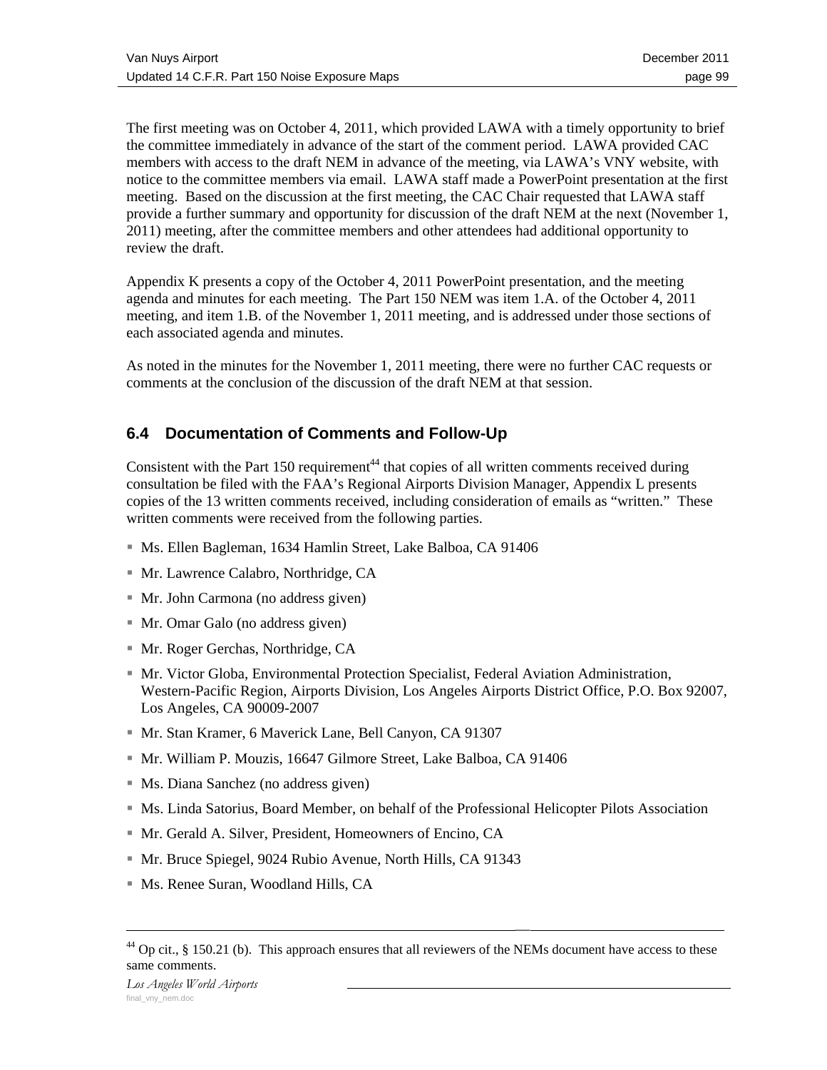The first meeting was on October 4, 2011, which provided LAWA with a timely opportunity to brief the committee immediately in advance of the start of the comment period. LAWA provided CAC members with access to the draft NEM in advance of the meeting, via LAWA's VNY website, with notice to the committee members via email. LAWA staff made a PowerPoint presentation at the first meeting. Based on the discussion at the first meeting, the CAC Chair requested that LAWA staff provide a further summary and opportunity for discussion of the draft NEM at the next (November 1, 2011) meeting, after the committee members and other attendees had additional opportunity to review the draft.

Appendix K presents a copy of the October 4, 2011 PowerPoint presentation, and the meeting agenda and minutes for each meeting. The Part 150 NEM was item 1.A. of the October 4, 2011 meeting, and item 1.B. of the November 1, 2011 meeting, and is addressed under those sections of each associated agenda and minutes.

As noted in the minutes for the November 1, 2011 meeting, there were no further CAC requests or comments at the conclusion of the discussion of the draft NEM at that session.

## 6.4 Documentation of Comments and Follow-Up

Consistent with the Part 150 requirement[44] that copies of all written comments received during consultation be filed with the FAA's Regional Airports Division Manager, Appendix L presents copies of the 13 written comments received, including consideration of emails as "written." These written comments were received from the following parties.

- Ms. Ellen Bagleman, 1634 Hamlin Street, Lake Balboa, CA 91406
- Mr. Lawrence Calabro, Northridge, CA
- Mr. John Carmona (no address given)
- Mr. Omar Galo (no address given)
- Mr. Roger Gerchas, Northridge, CA
- Mr. Victor Globa, Environmental Protection Specialist, Federal Aviation Administration, Western-Pacific Region, Airports Division, Los Angeles Airports District Office, P.O. Box 92007, Los Angeles, CA 90009-2007
- Mr. Stan Kramer, 6 Maverick Lane, Bell Canyon, CA 91307
- Mr. William P. Mouzis, 16647 Gilmore Street, Lake Balboa, CA 91406
- Ms. Diana Sanchez (no address given)
- Ms. Linda Satorius, Board Member, on behalf of the Professional Helicopter Pilots Association
- Mr. Gerald A. Silver, President, Homeowners of Encino, CA
- Mr. Bruce Spiegel, 9024 Rubio Avenue, North Hills, CA 91343
- Ms. Renee Suran, Woodland Hills, CA

[44] Op cit., § 150.21 (b). This approach ensures that all reviewers of the NEMs document have access to these same comments.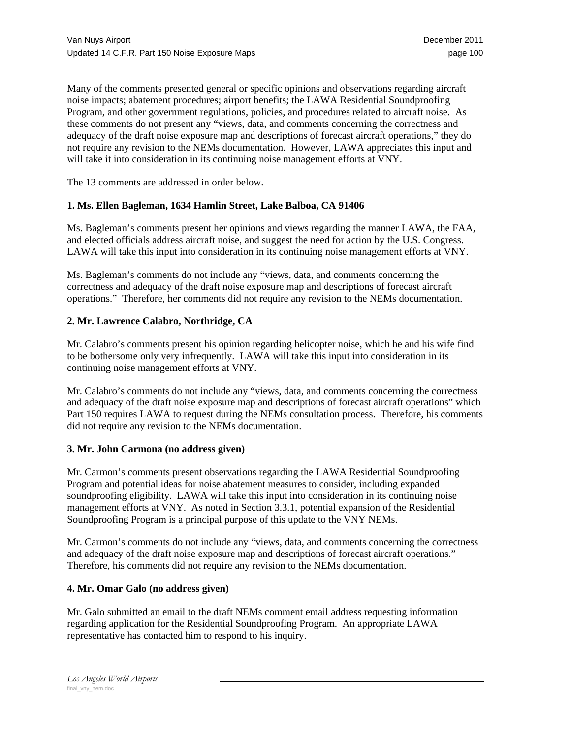Many of the comments presented general or specific opinions and observations regarding aircraft noise impacts; abatement procedures; airport benefits; the LAWA Residential Soundproofing Program, and other government regulations, policies, and procedures related to aircraft noise. As these comments do not present any "views, data, and comments concerning the correctness and adequacy of the draft noise exposure map and descriptions of forecast aircraft operations," they do not require any revision to the NEMs documentation. However, LAWA appreciates this input and will take it into consideration in its continuing noise management efforts at VNY.

The 13 comments are addressed in order below.

**1. Ms. Ellen Bagleman, 1634 Hamlin Street, Lake Balboa, CA 91406**

Ms. Bagleman's comments present her opinions and views regarding the manner LAWA, the FAA, and elected officials address aircraft noise, and suggest the need for action by the U.S. Congress. LAWA will take this input into consideration in its continuing noise management efforts at VNY.

Ms. Bagleman's comments do not include any "views, data, and comments concerning the correctness and adequacy of the draft noise exposure map and descriptions of forecast aircraft operations." Therefore, her comments did not require any revision to the NEMs documentation.

**2. Mr. Lawrence Calabro, Northridge, CA**

Mr. Calabro's comments present his opinion regarding helicopter noise, which he and his wife find to be bothersome only very infrequently. LAWA will take this input into consideration in its continuing noise management efforts at VNY.

Mr. Calabro's comments do not include any "views, data, and comments concerning the correctness and adequacy of the draft noise exposure map and descriptions of forecast aircraft operations" which Part 150 requires LAWA to request during the NEMs consultation process. Therefore, his comments did not require any revision to the NEMs documentation.

**3. Mr. John Carmona (no address given)**

Mr. Carmon's comments present observations regarding the LAWA Residential Soundproofing Program and potential ideas for noise abatement measures to consider, including expanded soundproofing eligibility. LAWA will take this input into consideration in its continuing noise management efforts at VNY. As noted in Section 3.3.1, potential expansion of the Residential Soundproofing Program is a principal purpose of this update to the VNY NEMs.

Mr. Carmon's comments do not include any "views, data, and comments concerning the correctness and adequacy of the draft noise exposure map and descriptions of forecast aircraft operations." Therefore, his comments did not require any revision to the NEMs documentation.

**4. Mr. Omar Galo (no address given)**

Mr. Galo submitted an email to the draft NEMs comment email address requesting information regarding application for the Residential Soundproofing Program. An appropriate LAWA representative has contacted him to respond to his inquiry.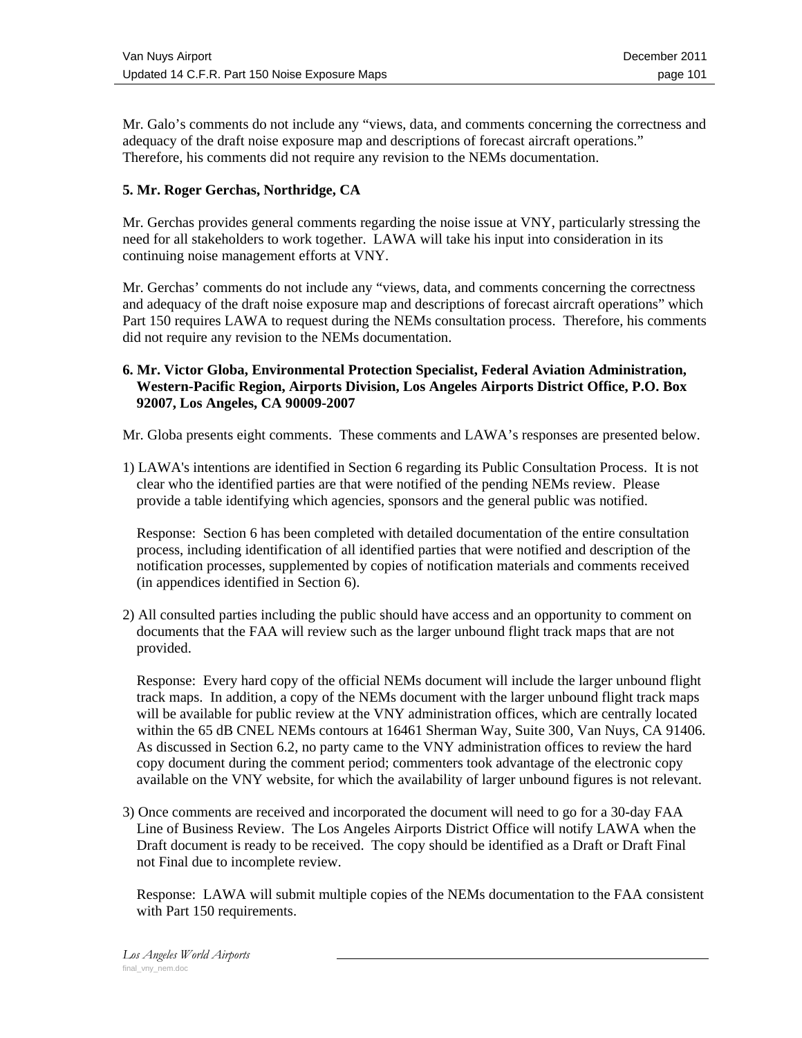Mr. Galo's comments do not include any "views, data, and comments concerning the correctness and adequacy of the draft noise exposure map and descriptions of forecast aircraft operations." Therefore, his comments did not require any revision to the NEMs documentation.

**5. Mr. Roger Gerchas, Northridge, CA**

Mr. Gerchas provides general comments regarding the noise issue at VNY, particularly stressing the need for all stakeholders to work together. LAWA will take his input into consideration in its continuing noise management efforts at VNY.

Mr. Gerchas' comments do not include any "views, data, and comments concerning the correctness and adequacy of the draft noise exposure map and descriptions of forecast aircraft operations" which Part 150 requires LAWA to request during the NEMs consultation process. Therefore, his comments did not require any revision to the NEMs documentation.

**6. Mr. Victor Globa, Environmental Protection Specialist, Federal Aviation Administration, Western-Pacific Region, Airports Division, Los Angeles Airports District Office, P.O. Box 92007, Los Angeles, CA 90009-2007**

Mr. Globa presents eight comments. These comments and LAWA's responses are presented below.

1) LAWA's intentions are identified in Section 6 regarding its Public Consultation Process. It is not clear who the identified parties are that were notified of the pending NEMs review. Please provide a table identifying which agencies, sponsors and the general public was notified.

   Response: Section 6 has been completed with detailed documentation of the entire consultation process, including identification of all identified parties that were notified and description of the notification processes, supplemented by copies of notification materials and comments received (in appendices identified in Section 6).

2) All consulted parties including the public should have access and an opportunity to comment on documents that the FAA will review such as the larger unbound flight track maps that are not provided.

   Response: Every hard copy of the official NEMs document will include the larger unbound flight track maps. In addition, a copy of the NEMs document with the larger unbound flight track maps will be available for public review at the VNY administration offices, which are centrally located within the 65 dB CNEL NEMs contours at 16461 Sherman Way, Suite 300, Van Nuys, CA 91406. As discussed in Section 6.2, no party came to the VNY administration offices to review the hard copy document during the comment period; commenters took advantage of the electronic copy available on the VNY website, for which the availability of larger unbound figures is not relevant.

3) Once comments are received and incorporated the document will need to go for a 30-day FAA Line of Business Review. The Los Angeles Airports District Office will notify LAWA when the Draft document is ready to be received. The copy should be identified as a Draft or Draft Final not Final due to incomplete review.

   Response: LAWA will submit multiple copies of the NEMs documentation to the FAA consistent with Part 150 requirements.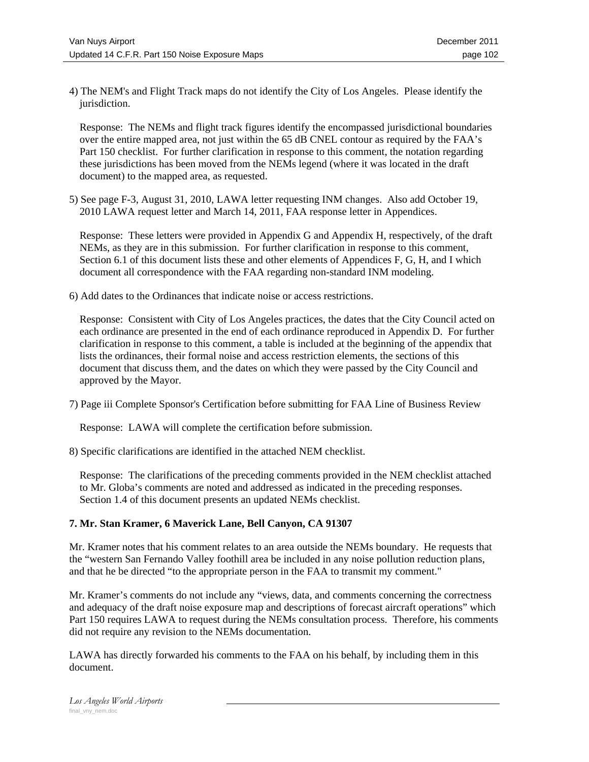4) The NEM's and Flight Track maps do not identify the City of Los Angeles. Please identify the jurisdiction.

Response: The NEMs and flight track figures identify the encompassed jurisdictional boundaries over the entire mapped area, not just within the 65 dB CNEL contour as required by the FAA's Part 150 checklist. For further clarification in response to this comment, the notation regarding these jurisdictions has been moved from the NEMs legend (where it was located in the draft document) to the mapped area, as requested.

5) See page F-3, August 31, 2010, LAWA letter requesting INM changes. Also add October 19, 2010 LAWA request letter and March 14, 2011, FAA response letter in Appendices.

Response: These letters were provided in Appendix G and Appendix H, respectively, of the draft NEMs, as they are in this submission. For further clarification in response to this comment, Section 6.1 of this document lists these and other elements of Appendices F, G, H, and I which document all correspondence with the FAA regarding non-standard INM modeling.

6) Add dates to the Ordinances that indicate noise or access restrictions.

Response: Consistent with City of Los Angeles practices, the dates that the City Council acted on each ordinance are presented in the end of each ordinance reproduced in Appendix D. For further clarification in response to this comment, a table is included at the beginning of the appendix that lists the ordinances, their formal noise and access restriction elements, the sections of this document that discuss them, and the dates on which they were passed by the City Council and approved by the Mayor.

7) Page iii Complete Sponsor's Certification before submitting for FAA Line of Business Review

Response: LAWA will complete the certification before submission.

8) Specific clarifications are identified in the attached NEM checklist.

Response: The clarifications of the preceding comments provided in the NEM checklist attached to Mr. Globa's comments are noted and addressed as indicated in the preceding responses. Section 1.4 of this document presents an updated NEMs checklist.

**7. Mr. Stan Kramer, 6 Maverick Lane, Bell Canyon, CA 91307**

Mr. Kramer notes that his comment relates to an area outside the NEMs boundary. He requests that the "western San Fernando Valley foothill area be included in any noise pollution reduction plans, and that he be directed "to the appropriate person in the FAA to transmit my comment."

Mr. Kramer's comments do not include any "views, data, and comments concerning the correctness and adequacy of the draft noise exposure map and descriptions of forecast aircraft operations" which Part 150 requires LAWA to request during the NEMs consultation process. Therefore, his comments did not require any revision to the NEMs documentation.

LAWA has directly forwarded his comments to the FAA on his behalf, by including them in this document.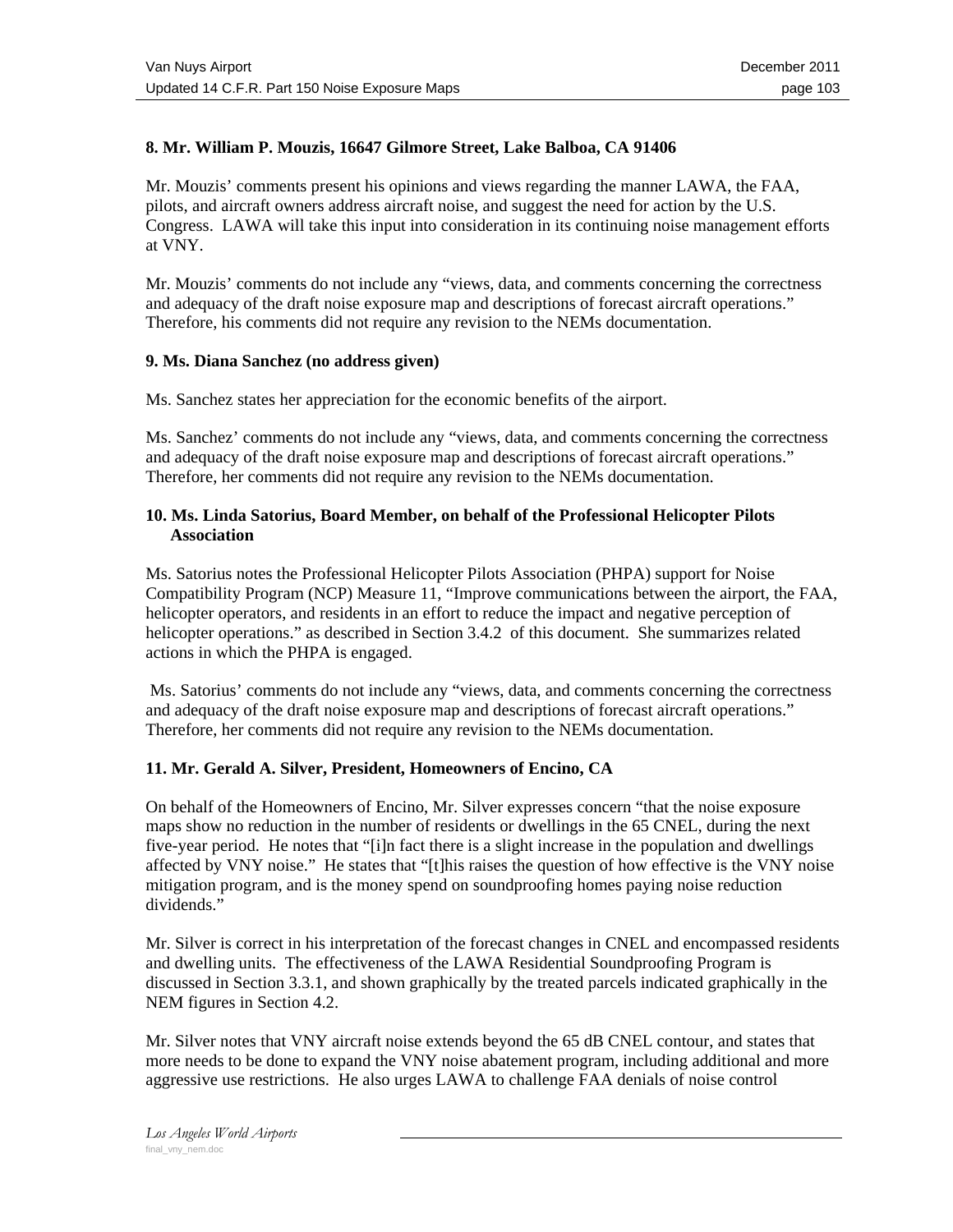**8. Mr. William P. Mouzis, 16647 Gilmore Street, Lake Balboa, CA 91406**

Mr. Mouzis' comments present his opinions and views regarding the manner LAWA, the FAA, pilots, and aircraft owners address aircraft noise, and suggest the need for action by the U.S. Congress. LAWA will take this input into consideration in its continuing noise management efforts at VNY.

Mr. Mouzis' comments do not include any "views, data, and comments concerning the correctness and adequacy of the draft noise exposure map and descriptions of forecast aircraft operations." Therefore, his comments did not require any revision to the NEMs documentation.

**9. Ms. Diana Sanchez (no address given)**

Ms. Sanchez states her appreciation for the economic benefits of the airport.

Ms. Sanchez' comments do not include any "views, data, and comments concerning the correctness and adequacy of the draft noise exposure map and descriptions of forecast aircraft operations." Therefore, her comments did not require any revision to the NEMs documentation.

**10. Ms. Linda Satorius, Board Member, on behalf of the Professional Helicopter Pilots Association**

Ms. Satorius notes the Professional Helicopter Pilots Association (PHPA) support for Noise Compatibility Program (NCP) Measure 11, "Improve communications between the airport, the FAA, helicopter operators, and residents in an effort to reduce the impact and negative perception of helicopter operations." as described in Section 3.4.2 of this document. She summarizes related actions in which the PHPA is engaged.

Ms. Satorius' comments do not include any "views, data, and comments concerning the correctness and adequacy of the draft noise exposure map and descriptions of forecast aircraft operations." Therefore, her comments did not require any revision to the NEMs documentation.

**11. Mr. Gerald A. Silver, President, Homeowners of Encino, CA**

On behalf of the Homeowners of Encino, Mr. Silver expresses concern "that the noise exposure maps show no reduction in the number of residents or dwellings in the 65 CNEL, during the next five-year period. He notes that "[i]n fact there is a slight increase in the population and dwellings affected by VNY noise." He states that "[t]his raises the question of how effective is the VNY noise mitigation program, and is the money spend on soundproofing homes paying noise reduction dividends."

Mr. Silver is correct in his interpretation of the forecast changes in CNEL and encompassed residents and dwelling units. The effectiveness of the LAWA Residential Soundproofing Program is discussed in Section 3.3.1, and shown graphically by the treated parcels indicated graphically in the NEM figures in Section 4.2.

Mr. Silver notes that VNY aircraft noise extends beyond the 65 dB CNEL contour, and states that more needs to be done to expand the VNY noise abatement program, including additional and more aggressive use restrictions. He also urges LAWA to challenge FAA denials of noise control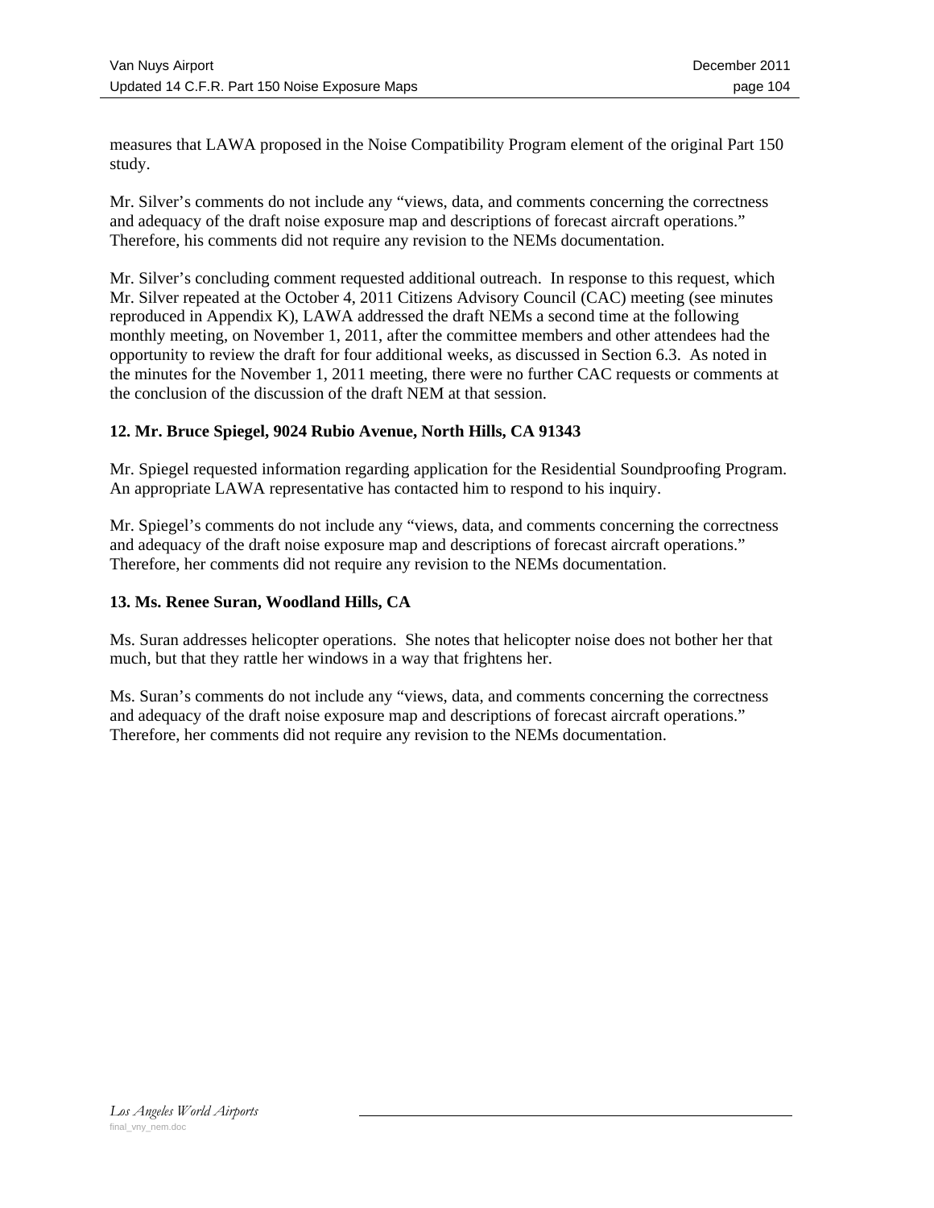measures that LAWA proposed in the Noise Compatibility Program element of the original Part 150 study.

Mr. Silver's comments do not include any "views, data, and comments concerning the correctness and adequacy of the draft noise exposure map and descriptions of forecast aircraft operations." Therefore, his comments did not require any revision to the NEMs documentation.

Mr. Silver's concluding comment requested additional outreach. In response to this request, which Mr. Silver repeated at the October 4, 2011 Citizens Advisory Council (CAC) meeting (see minutes reproduced in Appendix K), LAWA addressed the draft NEMs a second time at the following monthly meeting, on November 1, 2011, after the committee members and other attendees had the opportunity to review the draft for four additional weeks, as discussed in Section 6.3. As noted in the minutes for the November 1, 2011 meeting, there were no further CAC requests or comments at the conclusion of the discussion of the draft NEM at that session.

**12. Mr. Bruce Spiegel, 9024 Rubio Avenue, North Hills, CA 91343**

Mr. Spiegel requested information regarding application for the Residential Soundproofing Program. An appropriate LAWA representative has contacted him to respond to his inquiry.

Mr. Spiegel's comments do not include any "views, data, and comments concerning the correctness and adequacy of the draft noise exposure map and descriptions of forecast aircraft operations." Therefore, her comments did not require any revision to the NEMs documentation.

**13. Ms. Renee Suran, Woodland Hills, CA**

Ms. Suran addresses helicopter operations. She notes that helicopter noise does not bother her that much, but that they rattle her windows in a way that frightens her.

Ms. Suran's comments do not include any "views, data, and comments concerning the correctness and adequacy of the draft noise exposure map and descriptions of forecast aircraft operations." Therefore, her comments did not require any revision to the NEMs documentation.